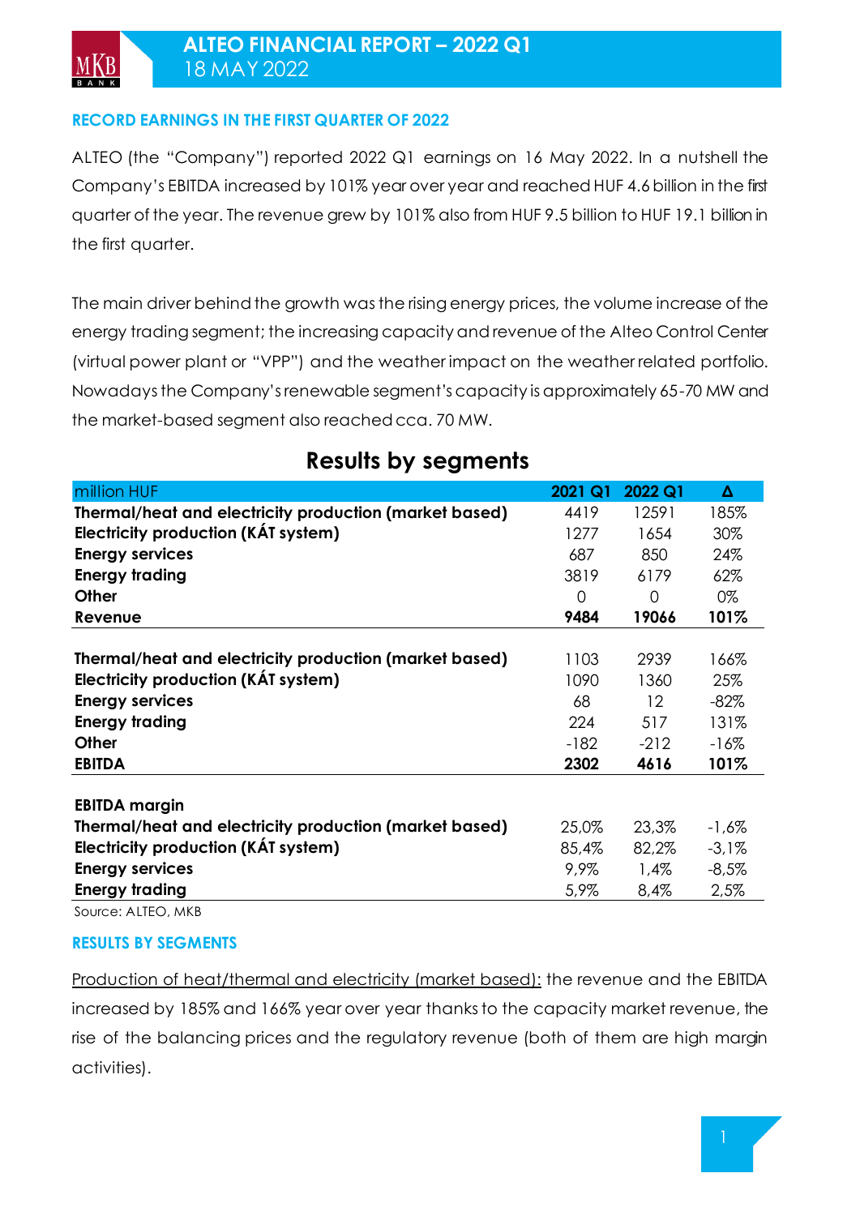# ALTEO FINANCIAL REPORT – 2022 Q1

18 MAY 2022

## RECORD EARNINGS IN THE FIRST QUARTER OF 2022

ALTEO (the "Company") reported 2022 Q1 earnings on 16 May 2022. In a nutshell the Company's EBITDA increased by 101% year over year and reached HUF 4.6 billion in the first quarter of the year. The revenue grew by 101% also from HUF 9.5 billion to HUF 19.1 billion in the first quarter.

The main driver behind the growth was the rising energy prices, the volume increase of the energy trading segment; the increasing capacity and revenue of the Alteo Control Center (virtual power plant or "VPP") and the weather impact on the weather related portfolio. Nowadays the Company's renewable segment's capacity is approximately 65-70 MW and the market-based segment also reached cca. 70 MW.

### Results by segments

| million HUF | 2021 Q1 | 2022 Q1 | Δ |
|---|---|---|---|
| **Thermal/heat and electricity production (market based)** | 4419 | 12591 | 185% |
| **Electricity production (KÁT system)** | 1277 | 1654 | 30% |
| **Energy services** | 687 | 850 | 24% |
| **Energy trading** | 3819 | 6179 | 62% |
| **Other** | 0 | 0 | 0% |
| **Revenue** | **9484** | **19066** | **101%** |
| | | | |
| **Thermal/heat and electricity production (market based)** | 1103 | 2939 | 166% |
| **Electricity production (KÁT system)** | 1090 | 1360 | 25% |
| **Energy services** | 68 | 12 | -82% |
| **Energy trading** | 224 | 517 | 131% |
| **Other** | -182 | -212 | -16% |
| **EBITDA** | **2302** | **4616** | **101%** |
| | | | |
| **EBITDA margin** | | | |
| **Thermal/heat and electricity production (market based)** | 25,0% | 23,3% | -1,6% |
| **Electricity production (KÁT system)** | 85,4% | 82,2% | -3,1% |
| **Energy services** | 9,9% | 1,4% | -8,5% |
| **Energy trading** | 5,9% | 8,4% | 2,5% |

Source: ALTEO, MKB

## RESULTS BY SEGMENTS

Production of heat/thermal and electricity (market based): the revenue and the EBITDA increased by 185% and 166% year over year thanks to the capacity market revenue, the rise of the balancing prices and the regulatory revenue (both of them are high margin activities).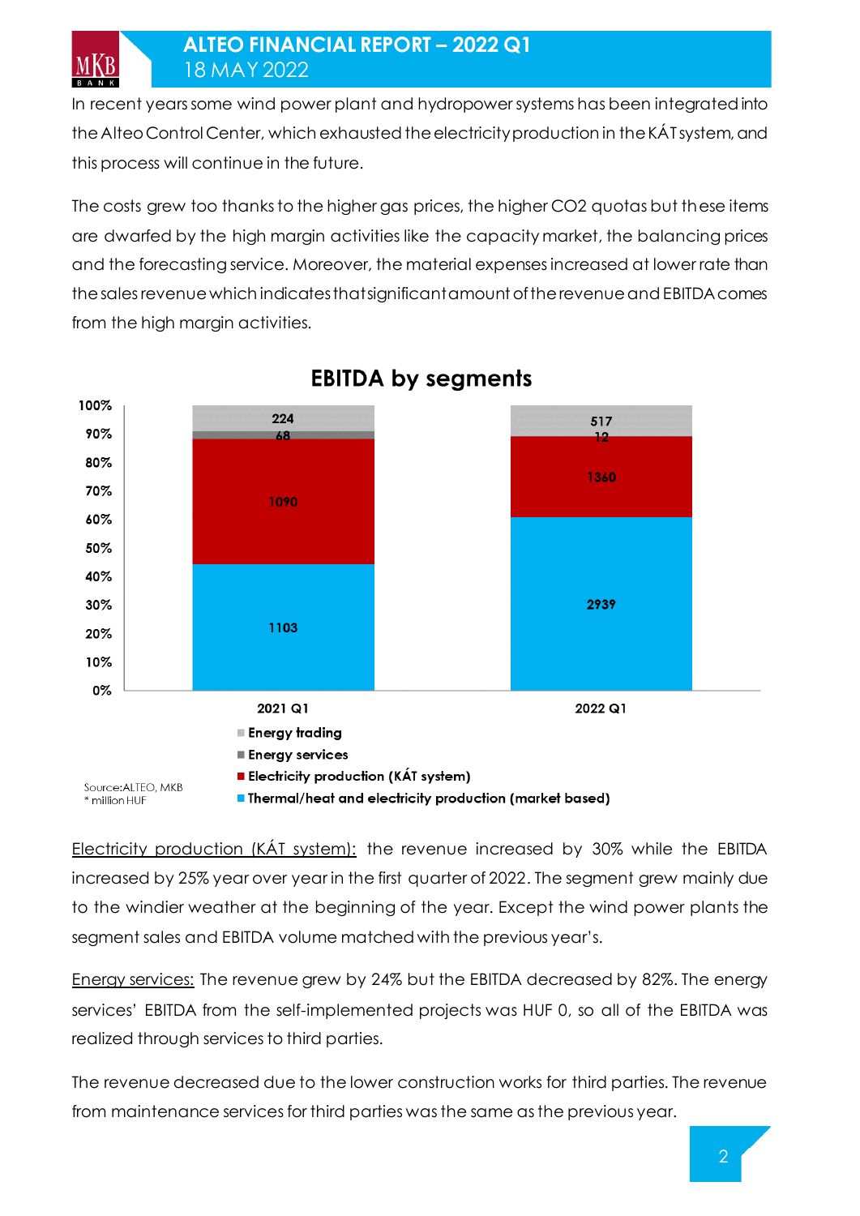In recent years some wind power plant and hydropower systems has been integrated into the Alteo Control Center, which exhausted the electricity production in the KÁT system, and this process will continue in the future.

The costs grew too thanks to the higher gas prices, the higher CO2 quotas but these items are dwarfed by the high margin activities like the capacity market, the balancing prices and the forecasting service. Moreover, the material expenses increased at lower rate than the sales revenue which indicates that significant amount of the revenue and EBITDA comes from the high margin activities.

**EBITDA by segments**

| | 2021 Q1 | 2022 Q1 |
|---|---|---|
| Energy trading | 224 | 517 |
| Energy services | 68 | 12 |
| Electricity production (KÁT system) | 1090 | 1360 |
| Thermal/heat and electricity production (market based) | 1103 | 2939 |

Source:ALTEO, MKB
* million HUF

Electricity production (KÁT system): the revenue increased by 30% while the EBITDA increased by 25% year over year in the first quarter of 2022. The segment grew mainly due to the windier weather at the beginning of the year. Except the wind power plants the segment sales and EBITDA volume matched with the previous year's.

Energy services: The revenue grew by 24% but the EBITDA decreased by 82%. The energy services' EBITDA from the self-implemented projects was HUF 0, so all of the EBITDA was realized through services to third parties.

The revenue decreased due to the lower construction works for third parties. The revenue from maintenance services for third parties was the same as the previous year.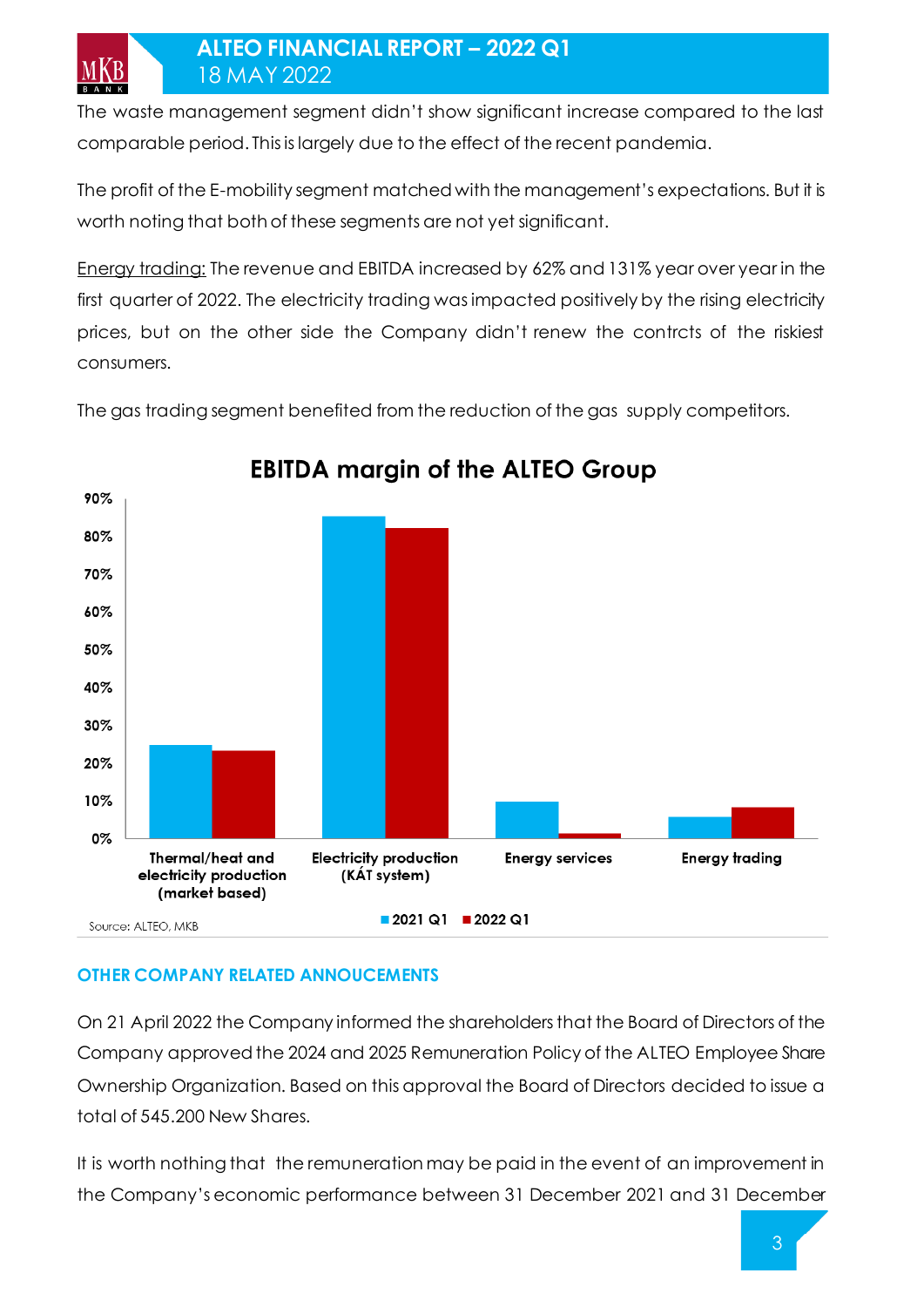The waste management segment didn't show significant increase compared to the last comparable period. This is largely due to the effect of the recent pandemia.

The profit of the E-mobility segment matched with the management's expectations. But it is worth noting that both of these segments are not yet significant.

Energy trading: The revenue and EBITDA increased by 62% and 131% year over year in the first quarter of 2022. The electricity trading was impacted positively by the rising electricity prices, but on the other side the Company didn't renew the contrcts of the riskiest consumers.

The gas trading segment benefited from the reduction of the gas supply competitors.

**EBITDA margin of the ALTEO Group**

Source: ALTEO, MKB

## OTHER COMPANY RELATED ANNOUCEMENTS

On 21 April 2022 the Company informed the shareholders that the Board of Directors of the Company approved the 2024 and 2025 Remuneration Policy of the ALTEO Employee Share Ownership Organization. Based on this approval the Board of Directors decided to issue a total of 545.200 New Shares.

It is worth nothing that the remuneration may be paid in the event of an improvement in the Company's economic performance between 31 December 2021 and 31 December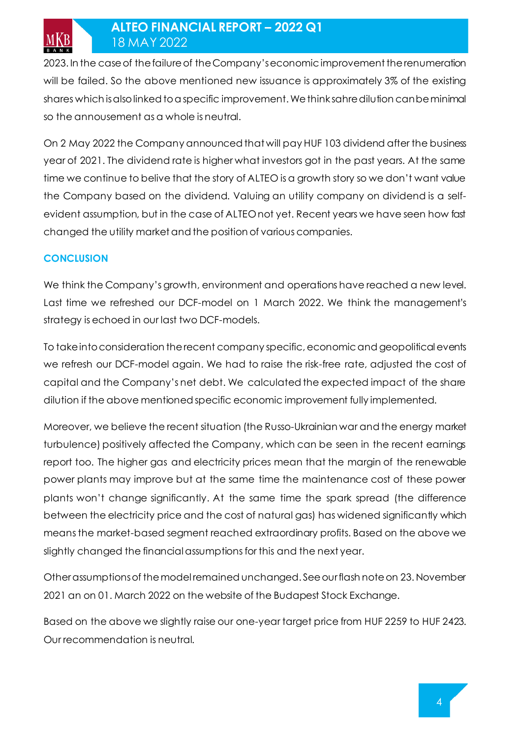2023. In the case of the failure of the Company's economic improvement the renumeration will be failed. So the above mentioned new issuance is approximately 3% of the existing shares which is also linked to a specific improvement. We think sahre dilution can be minimal so the annousement as a whole is neutral.

On 2 May 2022 the Company announced that will pay HUF 103 dividend after the business year of 2021. The dividend rate is higher what investors got in the past years. At the same time we continue to belive that the story of ALTEO is a growth story so we don't want value the Company based on the dividend. Valuing an utility company on dividend is a self-evident assumption, but in the case of ALTEO not yet. Recent years we have seen how fast changed the utility market and the position of various companies.

## CONCLUSION

We think the Company's growth, environment and operations have reached a new level. Last time we refreshed our DCF-model on 1 March 2022. We think the management's strategy is echoed in our last two DCF-models.

To take into consideration the recent company specific, economic and geopolitical events we refresh our DCF-model again. We had to raise the risk-free rate, adjusted the cost of capital and the Company's net debt. We calculated the expected impact of the share dilution if the above mentioned specific economic improvement fully implemented.

Moreover, we believe the recent situation (the Russo-Ukrainian war and the energy market turbulence) positively affected the Company, which can be seen in the recent earnings report too. The higher gas and electricity prices mean that the margin of the renewable power plants may improve but at the same time the maintenance cost of these power plants won't change significantly. At the same time the spark spread (the difference between the electricity price and the cost of natural gas) has widened significantly which means the market-based segment reached extraordinary profits. Based on the above we slightly changed the financial assumptions for this and the next year.

Other assumptions of the model remained unchanged. See our flash note on 23. November 2021 an on 01. March 2022 on the website of the Budapest Stock Exchange.

Based on the above we slightly raise our one-year target price from HUF 2259 to HUF 2423. Our recommendation is neutral.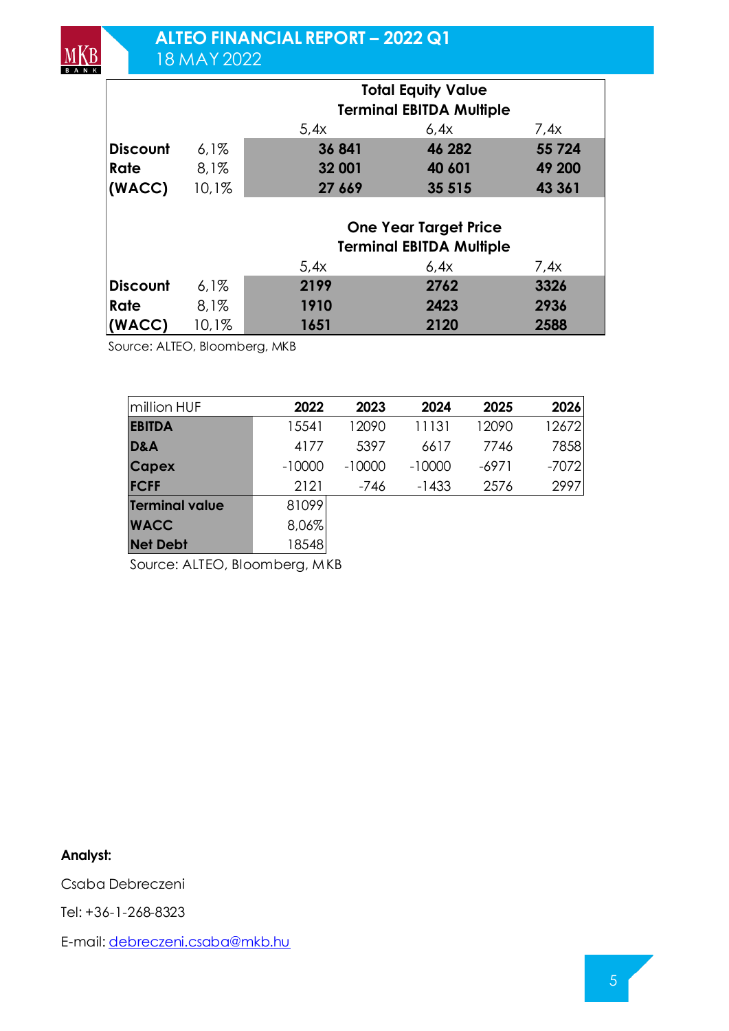| | | Total Equity Value | | |
|---|---|---|---|---|
| | | Terminal EBITDA Multiple | | |
| | | 5,4x | 6,4x | 7,4x |
| **Discount** | 6,1% | **36 841** | **46 282** | **55 724** |
| **Rate** | 8,1% | **32 001** | **40 601** | **49 200** |
| **(WACC)** | 10,1% | **27 669** | **35 515** | **43 361** |

| | | One Year Target Price | | |
|---|---|---|---|---|
| | | Terminal EBITDA Multiple | | |
| | | 5,4x | 6,4x | 7,4x |
| **Discount** | 6,1% | **2199** | **2762** | **3326** |
| **Rate** | 8,1% | **1910** | **2423** | **2936** |
| **(WACC)** | 10,1% | **1651** | **2120** | **2588** |

Source: ALTEO, Bloomberg, MKB

| million HUF | 2022 | 2023 | 2024 | 2025 | 2026 |
|---|---|---|---|---|---|
| **EBITDA** | 15541 | 12090 | 11131 | 12090 | 12672 |
| **D&A** | 4177 | 5397 | 6617 | 7746 | 7858 |
| **Capex** | -10000 | -10000 | -10000 | -6971 | -7072 |
| **FCFF** | 2121 | -746 | -1433 | 2576 | 2997 |
| **Terminal value** | 81099 | | | | |
| **WACC** | 8,06% | | | | |
| **Net Debt** | 18548 | | | | |

Source: ALTEO, Bloomberg, MKB

**Analyst:**

Csaba Debreczeni

Tel: +36-1-268-8323

E-mail: debreczeni.csaba@mkb.hu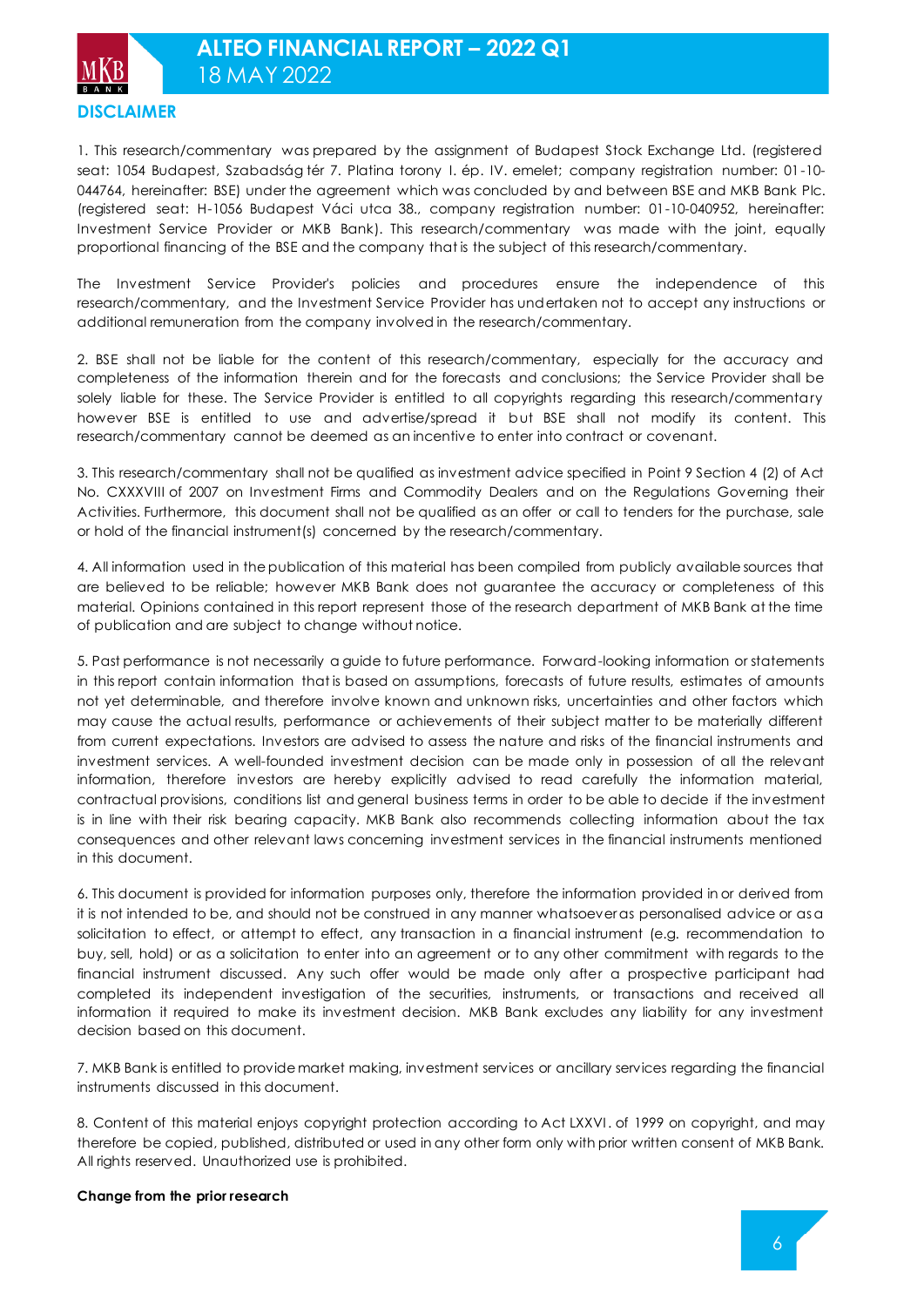## DISCLAIMER

1. This research/commentary was prepared by the assignment of Budapest Stock Exchange Ltd. (registered seat: 1054 Budapest, Szabadság tér 7. Platina torony I. ép. IV. emelet; company registration number: 01-10-044764, hereinafter: BSE) under the agreement which was concluded by and between BSE and MKB Bank Plc. (registered seat: H-1056 Budapest Váci utca 38., company registration number: 01-10-040952, hereinafter: Investment Service Provider or MKB Bank). This research/commentary was made with the joint, equally proportional financing of the BSE and the company that is the subject of this research/commentary.

The Investment Service Provider's policies and procedures ensure the independence of this research/commentary, and the Investment Service Provider has undertaken not to accept any instructions or additional remuneration from the company involved in the research/commentary.

2. BSE shall not be liable for the content of this research/commentary, especially for the accuracy and completeness of the information therein and for the forecasts and conclusions; the Service Provider shall be solely liable for these. The Service Provider is entitled to all copyrights regarding this research/commentary however BSE is entitled to use and advertise/spread it but BSE shall not modify its content. This research/commentary cannot be deemed as an incentive to enter into contract or covenant.

3. This research/commentary shall not be qualified as investment advice specified in Point 9 Section 4 (2) of Act No. CXXXVIII of 2007 on Investment Firms and Commodity Dealers and on the Regulations Governing their Activities. Furthermore, this document shall not be qualified as an offer or call to tenders for the purchase, sale or hold of the financial instrument(s) concerned by the research/commentary.

4. All information used in the publication of this material has been compiled from publicly available sources that are believed to be reliable; however MKB Bank does not guarantee the accuracy or completeness of this material. Opinions contained in this report represent those of the research department of MKB Bank at the time of publication and are subject to change without notice.

5. Past performance is not necessarily a guide to future performance. Forward-looking information or statements in this report contain information that is based on assumptions, forecasts of future results, estimates of amounts not yet determinable, and therefore involve known and unknown risks, uncertainties and other factors which may cause the actual results, performance or achievements of their subject matter to be materially different from current expectations. Investors are advised to assess the nature and risks of the financial instruments and investment services. A well-founded investment decision can be made only in possession of all the relevant information, therefore investors are hereby explicitly advised to read carefully the information material, contractual provisions, conditions list and general business terms in order to be able to decide if the investment is in line with their risk bearing capacity. MKB Bank also recommends collecting information about the tax consequences and other relevant laws concerning investment services in the financial instruments mentioned in this document.

6. This document is provided for information purposes only, therefore the information provided in or derived from it is not intended to be, and should not be construed in any manner whatsoever as personalised advice or as a solicitation to effect, or attempt to effect, any transaction in a financial instrument (e.g. recommendation to buy, sell, hold) or as a solicitation to enter into an agreement or to any other commitment with regards to the financial instrument discussed. Any such offer would be made only after a prospective participant had completed its independent investigation of the securities, instruments, or transactions and received all information it required to make its investment decision. MKB Bank excludes any liability for any investment decision based on this document.

7. MKB Bank is entitled to provide market making, investment services or ancillary services regarding the financial instruments discussed in this document.

8. Content of this material enjoys copyright protection according to Act LXXVI. of 1999 on copyright, and may therefore be copied, published, distributed or used in any other form only with prior written consent of MKB Bank. All rights reserved. Unauthorized use is prohibited.

**Change from the prior research**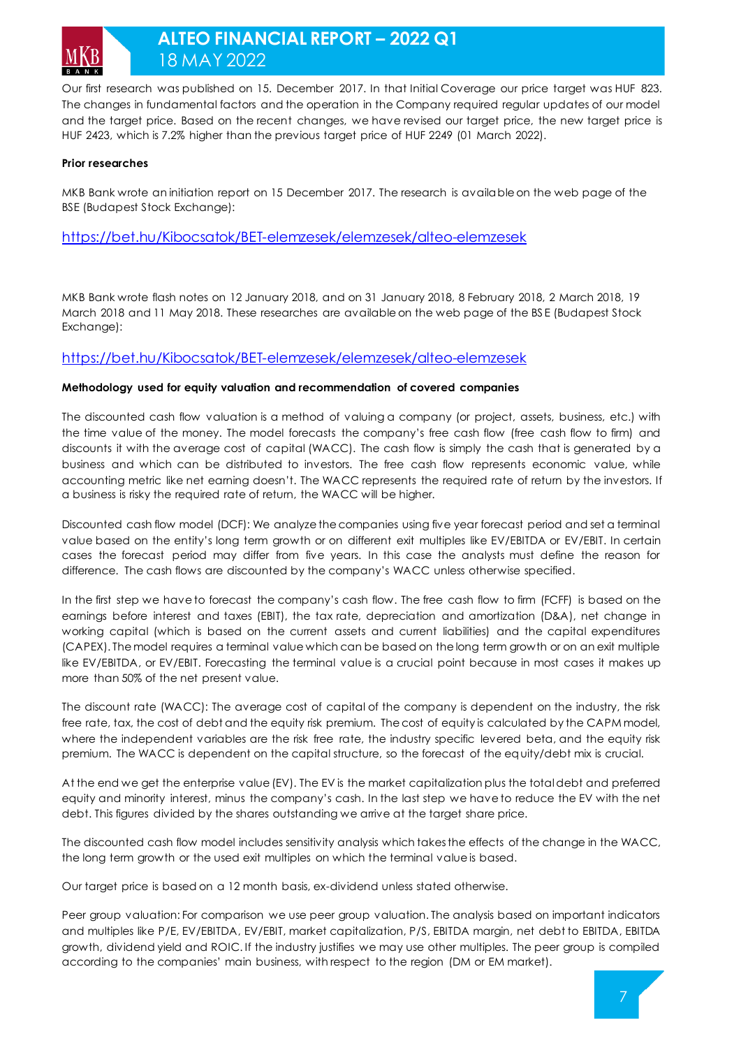Our first research was published on 15. December 2017. In that Initial Coverage our price target was HUF 823. The changes in fundamental factors and the operation in the Company required regular updates of our model and the target price. Based on the recent changes, we have revised our target price, the new target price is HUF 2423, which is 7.2% higher than the previous target price of HUF 2249 (01 March 2022).

**Prior researches**

MKB Bank wrote an initiation report on 15 December 2017. The research is available on the web page of the BSE (Budapest Stock Exchange):

https://bet.hu/Kibocsatok/BET-elemzesek/elemzesek/alteo-elemzesek

MKB Bank wrote flash notes on 12 January 2018, and on 31 January 2018, 8 February 2018, 2 March 2018, 19 March 2018 and 11 May 2018. These researches are available on the web page of the BSE (Budapest Stock Exchange):

https://bet.hu/Kibocsatok/BET-elemzesek/elemzesek/alteo-elemzesek

**Methodology used for equity valuation and recommendation of covered companies**

The discounted cash flow valuation is a method of valuing a company (or project, assets, business, etc.) with the time value of the money. The model forecasts the company's free cash flow (free cash flow to firm) and discounts it with the average cost of capital (WACC). The cash flow is simply the cash that is generated by a business and which can be distributed to investors. The free cash flow represents economic value, while accounting metric like net earning doesn't. The WACC represents the required rate of return by the investors. If a business is risky the required rate of return, the WACC will be higher.

Discounted cash flow model (DCF): We analyze the companies using five year forecast period and set a terminal value based on the entity's long term growth or on different exit multiples like EV/EBITDA or EV/EBIT. In certain cases the forecast period may differ from five years. In this case the analysts must define the reason for difference. The cash flows are discounted by the company's WACC unless otherwise specified.

In the first step we have to forecast the company's cash flow. The free cash flow to firm (FCFF) is based on the earnings before interest and taxes (EBIT), the tax rate, depreciation and amortization (D&A), net change in working capital (which is based on the current assets and current liabilities) and the capital expenditures (CAPEX). The model requires a terminal value which can be based on the long term growth or on an exit multiple like EV/EBITDA, or EV/EBIT. Forecasting the terminal value is a crucial point because in most cases it makes up more than 50% of the net present value.

The discount rate (WACC): The average cost of capital of the company is dependent on the industry, the risk free rate, tax, the cost of debt and the equity risk premium. The cost of equity is calculated by the CAPM model, where the independent variables are the risk free rate, the industry specific levered beta, and the equity risk premium. The WACC is dependent on the capital structure, so the forecast of the equity/debt mix is crucial.

At the end we get the enterprise value (EV). The EV is the market capitalization plus the total debt and preferred equity and minority interest, minus the company's cash. In the last step we have to reduce the EV with the net debt. This figures divided by the shares outstanding we arrive at the target share price.

The discounted cash flow model includes sensitivity analysis which takes the effects of the change in the WACC, the long term growth or the used exit multiples on which the terminal value is based.

Our target price is based on a 12 month basis, ex-dividend unless stated otherwise.

Peer group valuation: For comparison we use peer group valuation. The analysis based on important indicators and multiples like P/E, EV/EBITDA, EV/EBIT, market capitalization, P/S, EBITDA margin, net debt to EBITDA, EBITDA growth, dividend yield and ROIC. If the industry justifies we may use other multiples. The peer group is compiled according to the companies' main business, with respect to the region (DM or EM market).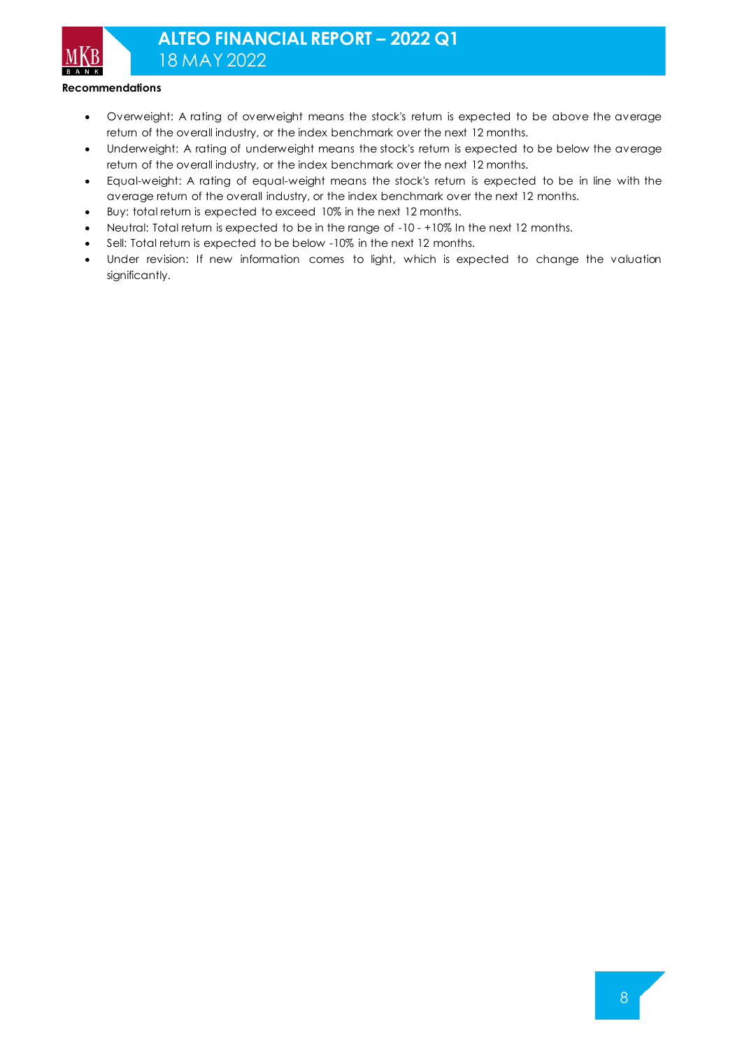**Recommendations**

- Overweight: A rating of overweight means the stock's return is expected to be above the average return of the overall industry, or the index benchmark over the next 12 months.
- Underweight: A rating of underweight means the stock's return is expected to be below the average return of the overall industry, or the index benchmark over the next 12 months.
- Equal-weight: A rating of equal-weight means the stock's return is expected to be in line with the average return of the overall industry, or the index benchmark over the next 12 months.
- Buy: total return is expected to exceed 10% in the next 12 months.
- Neutral: Total return is expected to be in the range of -10 - +10% In the next 12 months.
- Sell: Total return is expected to be below -10% in the next 12 months.
- Under revision: If new information comes to light, which is expected to change the valuation significantly.